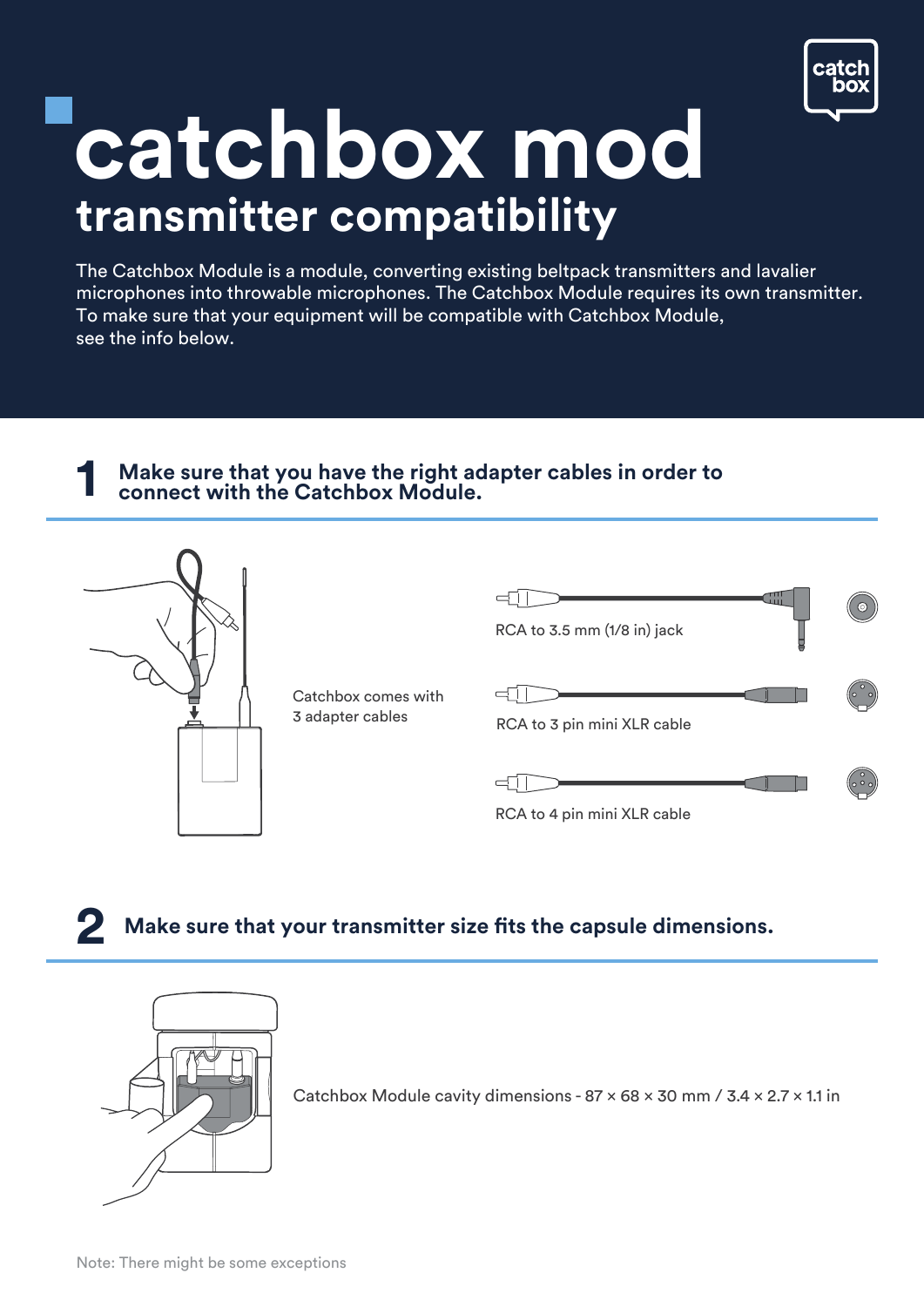# catchbox mod

## transmitter compatibility

The Catchbox Module is a module, converting existing beltpack transmitters and lavalier microphones into throwable microphones. The Catchbox Module requires its own transmitter. To make sure that your equipment will be compatible with Catchbox Module, see the info below.

### 1 Make sure that you have the right adapter cables in order to connect with the Catchbox Module.

Catchbox comes with 3 adapter cables

RCA to 3.5 mm (1/8 in) jack

RCA to 3 pin mini XLR cable

RCA to 4 pin mini XLR cable

### 2 Make sure that your transmitter size fits the capsule dimensions.

Catchbox Module cavity dimensions - 87 × 68 × 30 mm / 3.4 × 2.7 × 1.1 in

Note: There might be some exceptions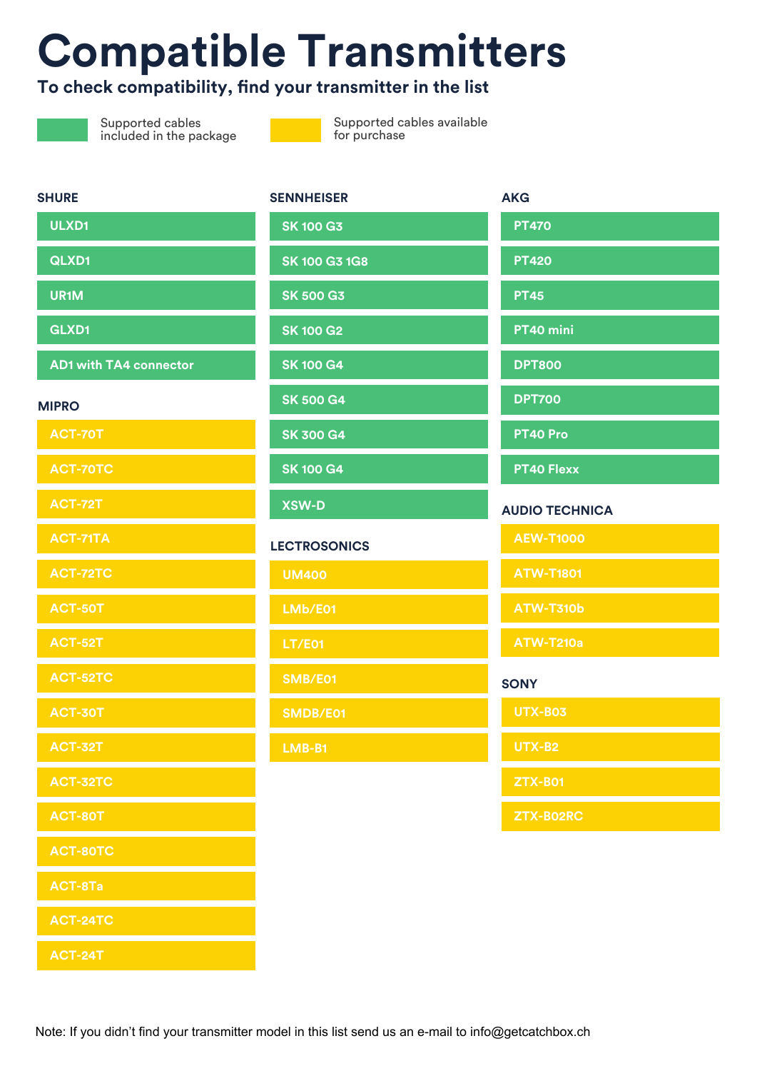# Compatible Transmitters

**To check compatibility, find your transmitter in the list**

Legend:
- Green: Supported cables included in the package
- Yellow: Supported cables available for purchase

### SHURE

*(Supported cables included in the package)*

- ULXD1
- QLXD1
- UR1M
- GLXD1
- AD1 with TA4 connector

### MIPRO

*(Supported cables available for purchase)*

- ACT-70T
- ACT-70TC
- ACT-72T
- ACT-71TA
- ACT-72TC
- ACT-50T
- ACT-52T
- ACT-52TC
- ACT-30T
- ACT-32T
- ACT-32TC
- ACT-80T
- ACT-80TC
- ACT-8Ta
- ACT-24TC
- ACT-24T

### SENNHEISER

*(Supported cables included in the package)*

- SK 100 G3
- SK 100 G3 1G8
- SK 500 G3
- SK 100 G2
- SK 100 G4
- SK 500 G4
- SK 300 G4
- SK 100 G4
- XSW-D

### LECTROSONICS

*(Supported cables available for purchase)*

- UM400
- LMb/E01
- LT/E01
- SMB/E01
- SMDB/E01
- LMB-B1

### AKG

*(Supported cables included in the package)*

- PT470
- PT420
- PT45
- PT40 mini
- DPT800
- DPT700
- PT40 Pro
- PT40 Flexx

### AUDIO TECHNICA

*(Supported cables available for purchase)*

- AEW-T1000
- ATW-T1801
- ATW-T310b
- ATW-T210a

### SONY

*(Supported cables available for purchase)*

- UTX-B03
- UTX-B2
- ZTX-B01
- ZTX-B02RC

Note: If you didn't find your transmitter model in this list send us an e-mail to info@getcatchbox.ch